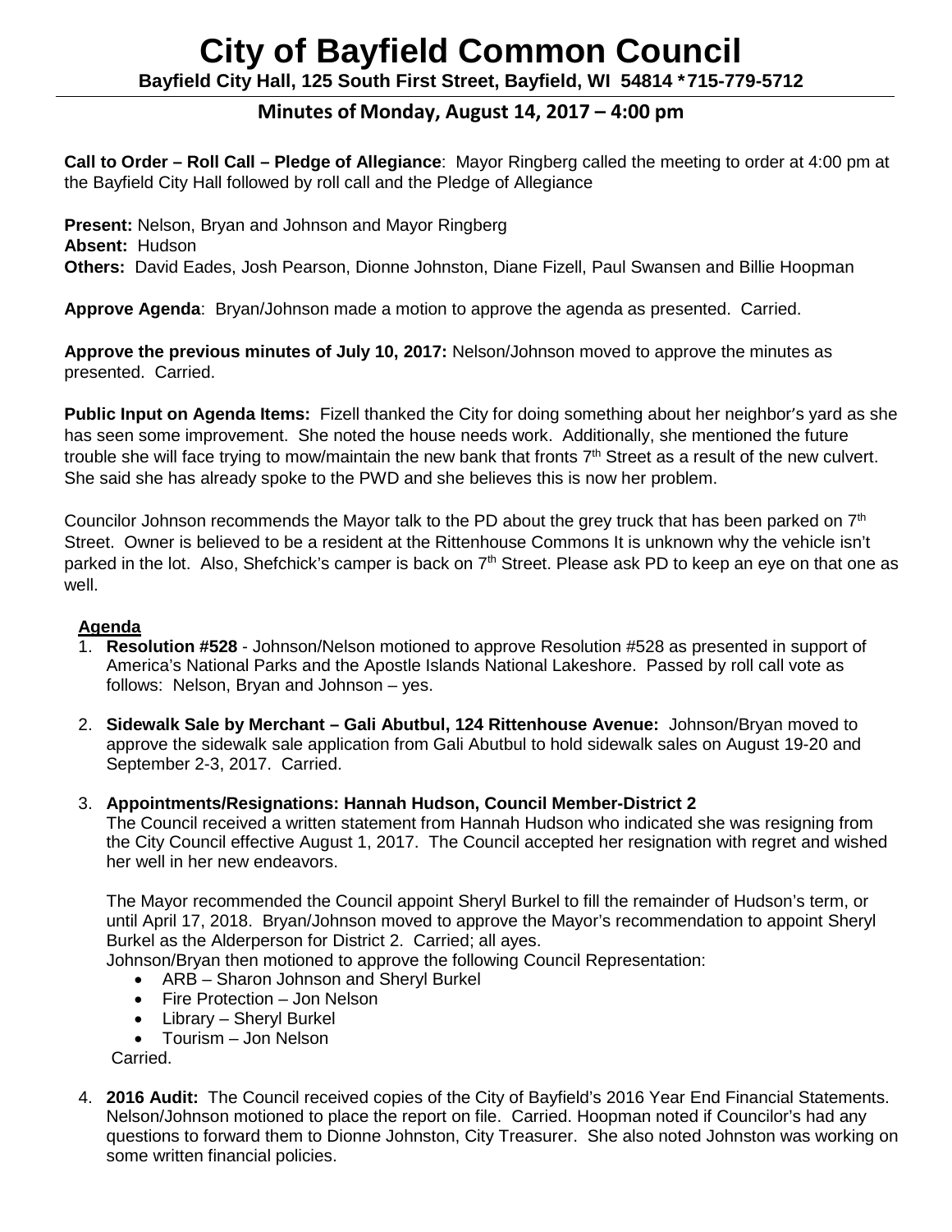# City of Bayfield Common Council

**Bayfield City Hall, 125 South First Street, Bayfield, WI 54814 \*715-779-5712**

## Minutes of Monday, August 14, 2017 – 4:00 pm

**Call to Order – Roll Call – Pledge of Allegiance**: Mayor Ringberg called the meeting to order at 4:00 pm at the Bayfield City Hall followed by roll call and the Pledge of Allegiance

**Present:** Nelson, Bryan and Johnson and Mayor Ringberg
**Absent:** Hudson
**Others:** David Eades, Josh Pearson, Dionne Johnston, Diane Fizell, Paul Swansen and Billie Hoopman

**Approve Agenda**: Bryan/Johnson made a motion to approve the agenda as presented. Carried.

**Approve the previous minutes of July 10, 2017:** Nelson/Johnson moved to approve the minutes as presented. Carried.

**Public Input on Agenda Items:** Fizell thanked the City for doing something about her neighbor's yard as she has seen some improvement. She noted the house needs work. Additionally, she mentioned the future trouble she will face trying to mow/maintain the new bank that fronts 7th Street as a result of the new culvert. She said she has already spoke to the PWD and she believes this is now her problem.

Councilor Johnson recommends the Mayor talk to the PD about the grey truck that has been parked on 7th Street. Owner is believed to be a resident at the Rittenhouse Commons It is unknown why the vehicle isn't parked in the lot. Also, Shefchick's camper is back on 7th Street. Please ask PD to keep an eye on that one as well.

**Agenda**

1. **Resolution #528** - Johnson/Nelson motioned to approve Resolution #528 as presented in support of America's National Parks and the Apostle Islands National Lakeshore. Passed by roll call vote as follows: Nelson, Bryan and Johnson – yes.

2. **Sidewalk Sale by Merchant – Gali Abutbul, 124 Rittenhouse Avenue:** Johnson/Bryan moved to approve the sidewalk sale application from Gali Abutbul to hold sidewalk sales on August 19-20 and September 2-3, 2017. Carried.

3. **Appointments/Resignations: Hannah Hudson, Council Member-District 2**
   The Council received a written statement from Hannah Hudson who indicated she was resigning from the City Council effective August 1, 2017. The Council accepted her resignation with regret and wished her well in her new endeavors.

   The Mayor recommended the Council appoint Sheryl Burkel to fill the remainder of Hudson's term, or until April 17, 2018. Bryan/Johnson moved to approve the Mayor's recommendation to appoint Sheryl Burkel as the Alderperson for District 2. Carried; all ayes.
   Johnson/Bryan then motioned to approve the following Council Representation:
   - ARB – Sharon Johnson and Sheryl Burkel
   - Fire Protection – Jon Nelson
   - Library – Sheryl Burkel
   - Tourism – Jon Nelson

   Carried.

4. **2016 Audit:** The Council received copies of the City of Bayfield's 2016 Year End Financial Statements. Nelson/Johnson motioned to place the report on file. Carried. Hoopman noted if Councilor's had any questions to forward them to Dionne Johnston, City Treasurer. She also noted Johnston was working on some written financial policies.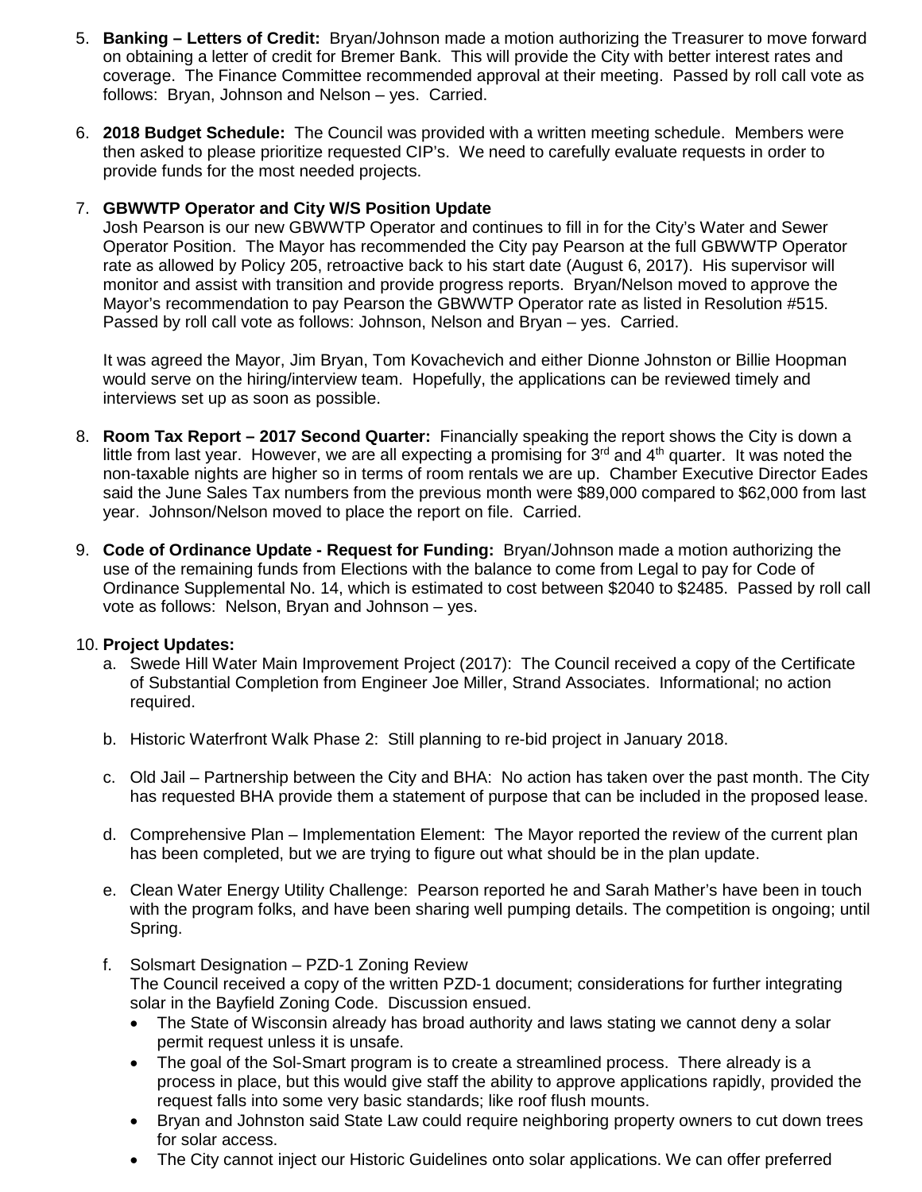5. **Banking – Letters of Credit:** Bryan/Johnson made a motion authorizing the Treasurer to move forward on obtaining a letter of credit for Bremer Bank. This will provide the City with better interest rates and coverage. The Finance Committee recommended approval at their meeting. Passed by roll call vote as follows: Bryan, Johnson and Nelson – yes. Carried.

6. **2018 Budget Schedule:** The Council was provided with a written meeting schedule. Members were then asked to please prioritize requested CIP's. We need to carefully evaluate requests in order to provide funds for the most needed projects.

7. **GBWWTP Operator and City W/S Position Update**
   Josh Pearson is our new GBWWTP Operator and continues to fill in for the City's Water and Sewer Operator Position. The Mayor has recommended the City pay Pearson at the full GBWWTP Operator rate as allowed by Policy 205, retroactive back to his start date (August 6, 2017). His supervisor will monitor and assist with transition and provide progress reports. Bryan/Nelson moved to approve the Mayor's recommendation to pay Pearson the GBWWTP Operator rate as listed in Resolution #515. Passed by roll call vote as follows: Johnson, Nelson and Bryan – yes. Carried.

   It was agreed the Mayor, Jim Bryan, Tom Kovachevich and either Dionne Johnston or Billie Hoopman would serve on the hiring/interview team. Hopefully, the applications can be reviewed timely and interviews set up as soon as possible.

8. **Room Tax Report – 2017 Second Quarter:** Financially speaking the report shows the City is down a little from last year. However, we are all expecting a promising for 3rd and 4th quarter. It was noted the non-taxable nights are higher so in terms of room rentals we are up. Chamber Executive Director Eades said the June Sales Tax numbers from the previous month were $89,000 compared to $62,000 from last year. Johnson/Nelson moved to place the report on file. Carried.

9. **Code of Ordinance Update - Request for Funding:** Bryan/Johnson made a motion authorizing the use of the remaining funds from Elections with the balance to come from Legal to pay for Code of Ordinance Supplemental No. 14, which is estimated to cost between $2040 to $2485. Passed by roll call vote as follows: Nelson, Bryan and Johnson – yes.

10. **Project Updates:**
    a. Swede Hill Water Main Improvement Project (2017): The Council received a copy of the Certificate of Substantial Completion from Engineer Joe Miller, Strand Associates. Informational; no action required.

    b. Historic Waterfront Walk Phase 2: Still planning to re-bid project in January 2018.

    c. Old Jail – Partnership between the City and BHA: No action has taken over the past month. The City has requested BHA provide them a statement of purpose that can be included in the proposed lease.

    d. Comprehensive Plan – Implementation Element: The Mayor reported the review of the current plan has been completed, but we are trying to figure out what should be in the plan update.

    e. Clean Water Energy Utility Challenge: Pearson reported he and Sarah Mather's have been in touch with the program folks, and have been sharing well pumping details. The competition is ongoing; until Spring.

    f. Solsmart Designation – PZD-1 Zoning Review
       The Council received a copy of the written PZD-1 document; considerations for further integrating solar in the Bayfield Zoning Code. Discussion ensued.
       - The State of Wisconsin already has broad authority and laws stating we cannot deny a solar permit request unless it is unsafe.
       - The goal of the Sol-Smart program is to create a streamlined process. There already is a process in place, but this would give staff the ability to approve applications rapidly, provided the request falls into some very basic standards; like roof flush mounts.
       - Bryan and Johnston said State Law could require neighboring property owners to cut down trees for solar access.
       - The City cannot inject our Historic Guidelines onto solar applications. We can offer preferred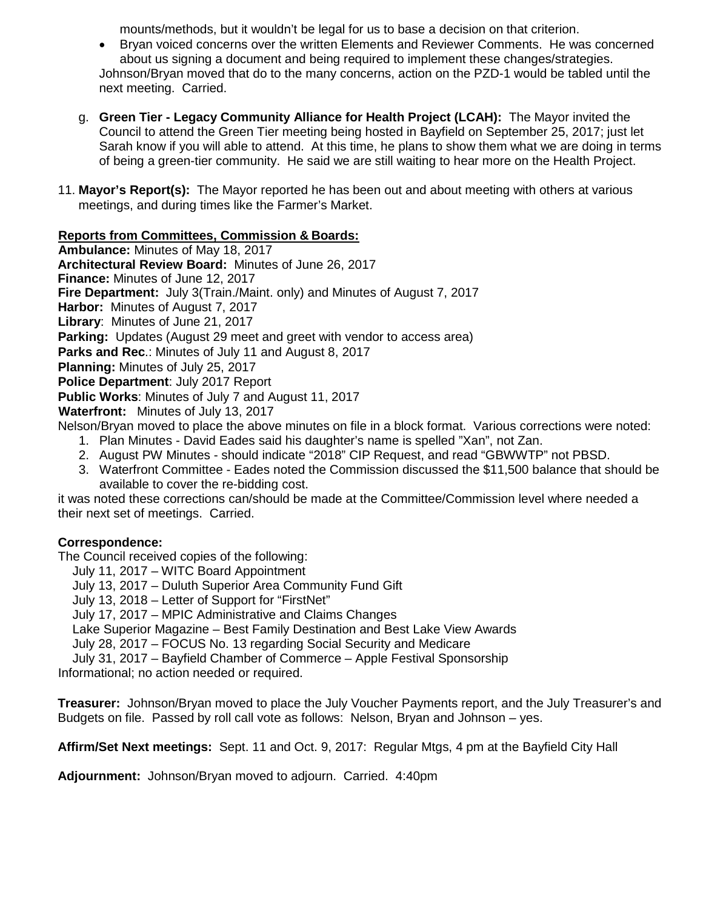mounts/methods, but it wouldn't be legal for us to base a decision on that criterion.

- Bryan voiced concerns over the written Elements and Reviewer Comments. He was concerned about us signing a document and being required to implement these changes/strategies.

Johnson/Bryan moved that do to the many concerns, action on the PZD-1 would be tabled until the next meeting. Carried.

g. **Green Tier - Legacy Community Alliance for Health Project (LCAH):** The Mayor invited the Council to attend the Green Tier meeting being hosted in Bayfield on September 25, 2017; just let Sarah know if you will able to attend. At this time, he plans to show them what we are doing in terms of being a green-tier community. He said we are still waiting to hear more on the Health Project.

11. **Mayor's Report(s):** The Mayor reported he has been out and about meeting with others at various meetings, and during times like the Farmer's Market.

**Reports from Committees, Commission & Boards:**

**Ambulance:** Minutes of May 18, 2017
**Architectural Review Board:** Minutes of June 26, 2017
**Finance:** Minutes of June 12, 2017
**Fire Department:** July 3(Train./Maint. only) and Minutes of August 7, 2017
**Harbor:** Minutes of August 7, 2017
**Library**: Minutes of June 21, 2017
**Parking:** Updates (August 29 meet and greet with vendor to access area)
**Parks and Rec**.: Minutes of July 11 and August 8, 2017
**Planning:** Minutes of July 25, 2017
**Police Department**: July 2017 Report
**Public Works**: Minutes of July 7 and August 11, 2017
**Waterfront:** Minutes of July 13, 2017

Nelson/Bryan moved to place the above minutes on file in a block format. Various corrections were noted:

1. Plan Minutes - David Eades said his daughter's name is spelled "Xan", not Zan.
2. August PW Minutes - should indicate "2018" CIP Request, and read "GBWWTP" not PBSD.
3. Waterfront Committee - Eades noted the Commission discussed the $11,500 balance that should be available to cover the re-bidding cost.

it was noted these corrections can/should be made at the Committee/Commission level where needed a their next set of meetings. Carried.

**Correspondence:**

The Council received copies of the following:

July 11, 2017 – WITC Board Appointment
July 13, 2017 – Duluth Superior Area Community Fund Gift
July 13, 2018 – Letter of Support for "FirstNet"
July 17, 2017 – MPIC Administrative and Claims Changes
Lake Superior Magazine – Best Family Destination and Best Lake View Awards
July 28, 2017 – FOCUS No. 13 regarding Social Security and Medicare
July 31, 2017 – Bayfield Chamber of Commerce – Apple Festival Sponsorship

Informational; no action needed or required.

**Treasurer:** Johnson/Bryan moved to place the July Voucher Payments report, and the July Treasurer's and Budgets on file. Passed by roll call vote as follows: Nelson, Bryan and Johnson – yes.

**Affirm/Set Next meetings:** Sept. 11 and Oct. 9, 2017: Regular Mtgs, 4 pm at the Bayfield City Hall

**Adjournment:** Johnson/Bryan moved to adjourn. Carried. 4:40pm